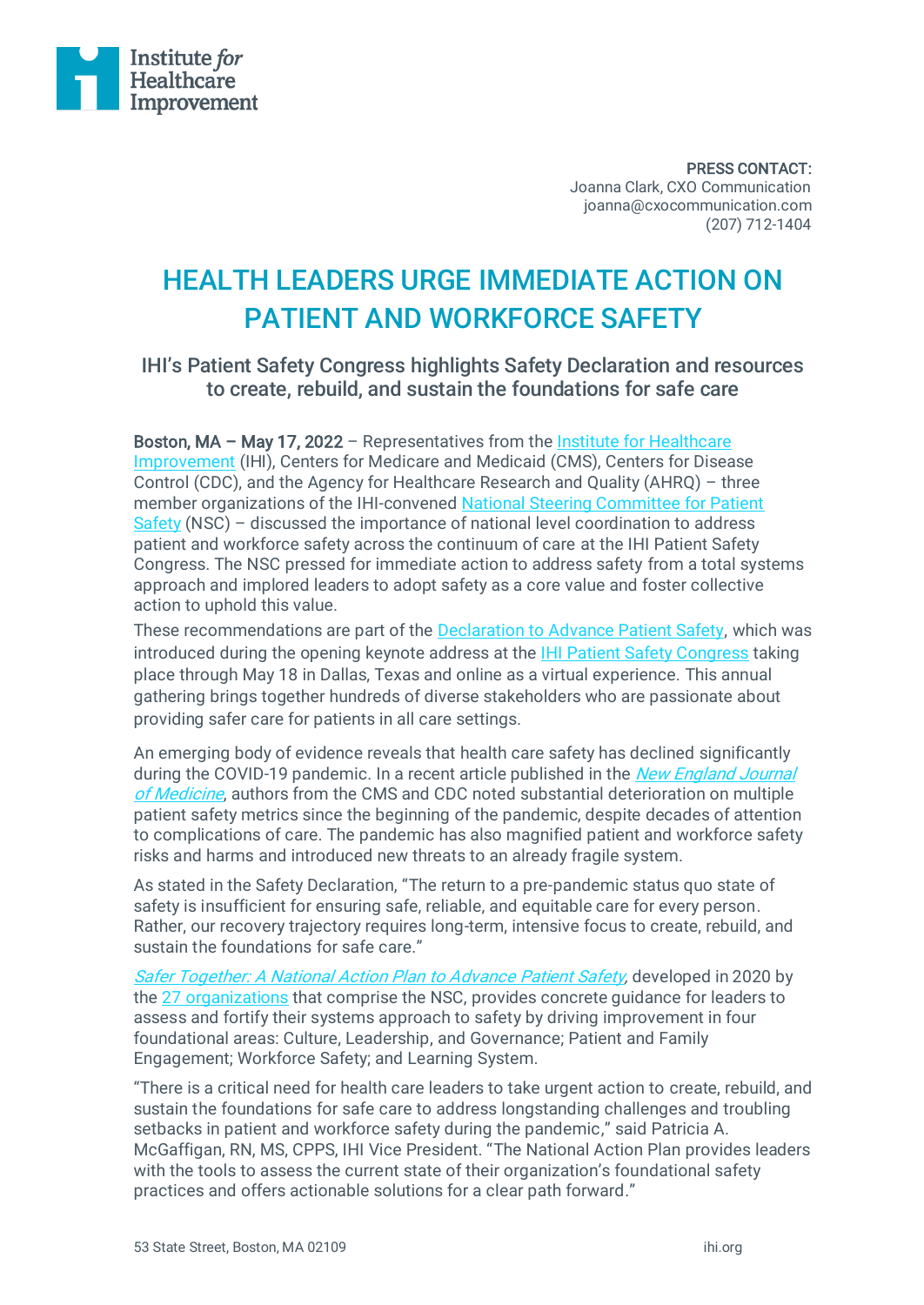Institute *for* Healthcare Improvement

PRESS CONTACT:
Joanna Clark, CXO Communication
joanna@cxocommunication.com
(207) 712-1404

# HEALTH LEADERS URGE IMMEDIATE ACTION ON PATIENT AND WORKFORCE SAFETY

## IHI's Patient Safety Congress highlights Safety Declaration and resources to create, rebuild, and sustain the foundations for safe care

**Boston, MA – May 17, 2022** – Representatives from the Institute for Healthcare Improvement (IHI), Centers for Medicare and Medicaid (CMS), Centers for Disease Control (CDC), and the Agency for Healthcare Research and Quality (AHRQ) – three member organizations of the IHI-convened National Steering Committee for Patient Safety (NSC) – discussed the importance of national level coordination to address patient and workforce safety across the continuum of care at the IHI Patient Safety Congress. The NSC pressed for immediate action to address safety from a total systems approach and implored leaders to adopt safety as a core value and foster collective action to uphold this value.

These recommendations are part of the Declaration to Advance Patient Safety, which was introduced during the opening keynote address at the IHI Patient Safety Congress taking place through May 18 in Dallas, Texas and online as a virtual experience. This annual gathering brings together hundreds of diverse stakeholders who are passionate about providing safer care for patients in all care settings.

An emerging body of evidence reveals that health care safety has declined significantly during the COVID-19 pandemic. In a recent article published in the *New England Journal of Medicine*, authors from the CMS and CDC noted substantial deterioration on multiple patient safety metrics since the beginning of the pandemic, despite decades of attention to complications of care. The pandemic has also magnified patient and workforce safety risks and harms and introduced new threats to an already fragile system.

As stated in the Safety Declaration, "The return to a pre-pandemic status quo state of safety is insufficient for ensuring safe, reliable, and equitable care for every person. Rather, our recovery trajectory requires long-term, intensive focus to create, rebuild, and sustain the foundations for safe care."

*Safer Together: A National Action Plan to Advance Patient Safety*, developed in 2020 by the 27 organizations that comprise the NSC, provides concrete guidance for leaders to assess and fortify their systems approach to safety by driving improvement in four foundational areas: Culture, Leadership, and Governance; Patient and Family Engagement; Workforce Safety; and Learning System.

"There is a critical need for health care leaders to take urgent action to create, rebuild, and sustain the foundations for safe care to address longstanding challenges and troubling setbacks in patient and workforce safety during the pandemic," said Patricia A. McGaffigan, RN, MS, CPPS, IHI Vice President. "The National Action Plan provides leaders with the tools to assess the current state of their organization's foundational safety practices and offers actionable solutions for a clear path forward."

53 State Street, Boston, MA 02109 ihi.org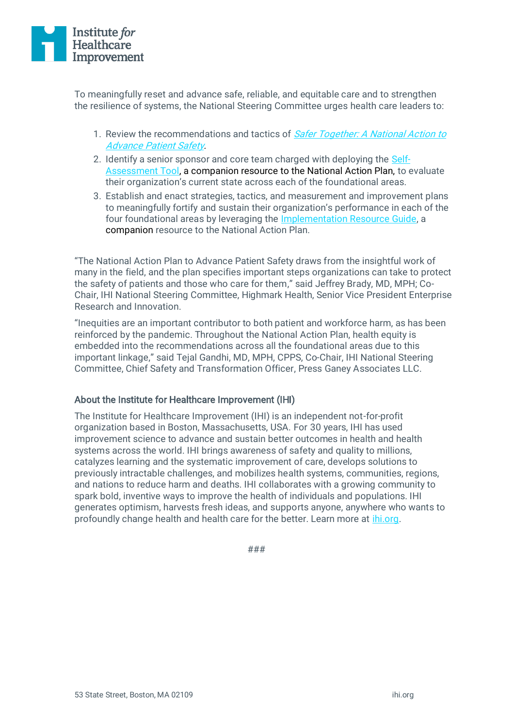To meaningfully reset and advance safe, reliable, and equitable care and to strengthen the resilience of systems, the National Steering Committee urges health care leaders to:

1. Review the recommendations and tactics of *Safer Together: A National Action to Advance Patient Safety*.
2. Identify a senior sponsor and core team charged with deploying the Self-Assessment Tool, a companion resource to the National Action Plan, to evaluate their organization's current state across each of the foundational areas.
3. Establish and enact strategies, tactics, and measurement and improvement plans to meaningfully fortify and sustain their organization's performance in each of the four foundational areas by leveraging the Implementation Resource Guide, a companion resource to the National Action Plan.

"The National Action Plan to Advance Patient Safety draws from the insightful work of many in the field, and the plan specifies important steps organizations can take to protect the safety of patients and those who care for them," said Jeffrey Brady, MD, MPH; Co-Chair, IHI National Steering Committee, Highmark Health, Senior Vice President Enterprise Research and Innovation.

"Inequities are an important contributor to both patient and workforce harm, as has been reinforced by the pandemic. Throughout the National Action Plan, health equity is embedded into the recommendations across all the foundational areas due to this important linkage," said Tejal Gandhi, MD, MPH, CPPS, Co-Chair, IHI National Steering Committee, Chief Safety and Transformation Officer, Press Ganey Associates LLC.

## About the Institute for Healthcare Improvement (IHI)

The Institute for Healthcare Improvement (IHI) is an independent not-for-profit organization based in Boston, Massachusetts, USA. For 30 years, IHI has used improvement science to advance and sustain better outcomes in health and health systems across the world. IHI brings awareness of safety and quality to millions, catalyzes learning and the systematic improvement of care, develops solutions to previously intractable challenges, and mobilizes health systems, communities, regions, and nations to reduce harm and deaths. IHI collaborates with a growing community to spark bold, inventive ways to improve the health of individuals and populations. IHI generates optimism, harvests fresh ideas, and supports anyone, anywhere who wants to profoundly change health and health care for the better. Learn more at ihi.org.

###